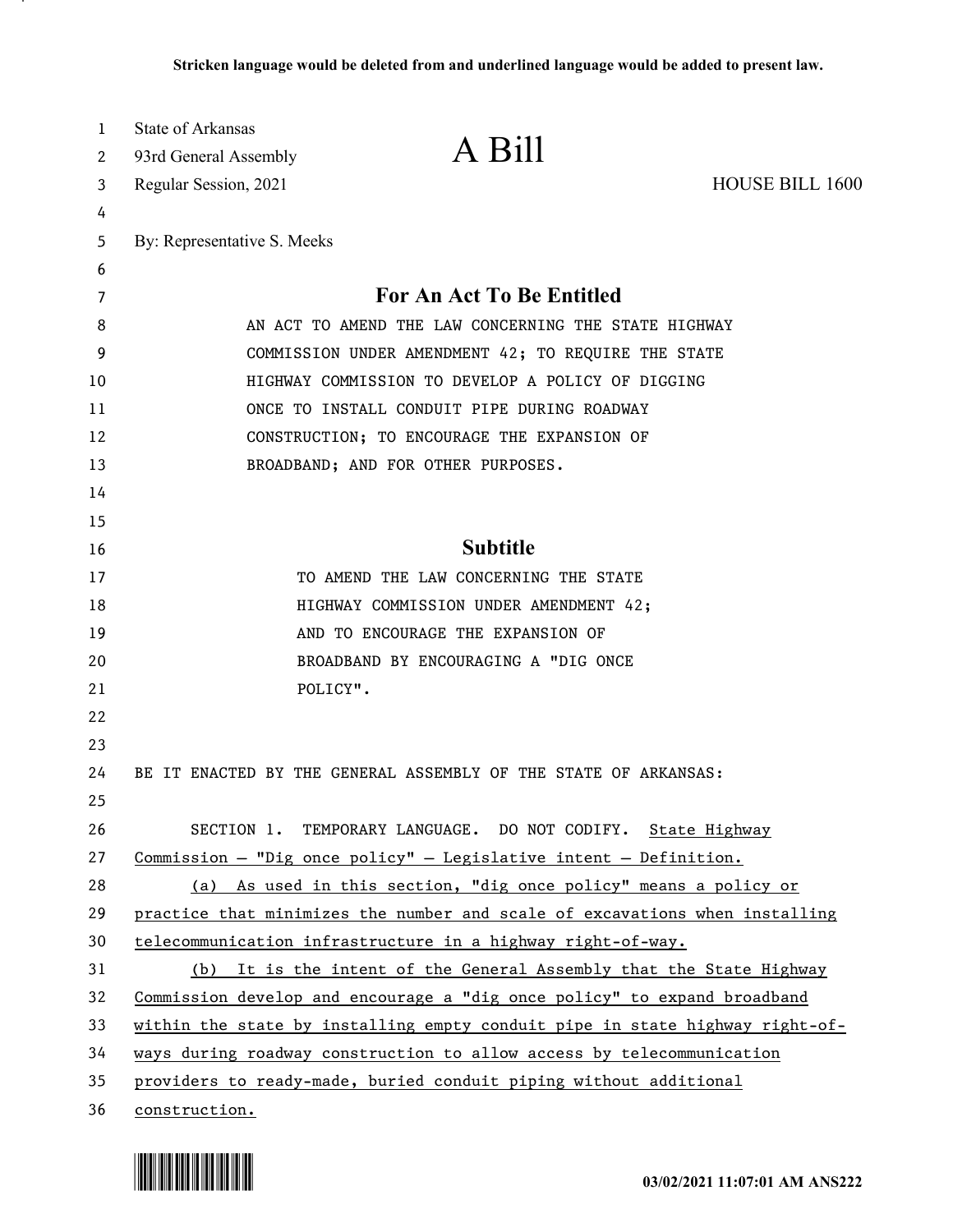Stricken language would be deleted from and underlined language would be added to present law.

State of Arkansas
93rd General Assembly
Regular Session, 2021

# A Bill

HOUSE BILL 1600

By: Representative S. Meeks

## For An Act To Be Entitled

AN ACT TO AMEND THE LAW CONCERNING THE STATE HIGHWAY COMMISSION UNDER AMENDMENT 42; TO REQUIRE THE STATE HIGHWAY COMMISSION TO DEVELOP A POLICY OF DIGGING ONCE TO INSTALL CONDUIT PIPE DURING ROADWAY CONSTRUCTION; TO ENCOURAGE THE EXPANSION OF BROADBAND; AND FOR OTHER PURPOSES.

## Subtitle

TO AMEND THE LAW CONCERNING THE STATE HIGHWAY COMMISSION UNDER AMENDMENT 42; AND TO ENCOURAGE THE EXPANSION OF BROADBAND BY ENCOURAGING A "DIG ONCE POLICY".

BE IT ENACTED BY THE GENERAL ASSEMBLY OF THE STATE OF ARKANSAS:

SECTION 1. TEMPORARY LANGUAGE. DO NOT CODIFY. State Highway Commission — "Dig once policy" — Legislative intent — Definition.

(a) As used in this section, "dig once policy" means a policy or practice that minimizes the number and scale of excavations when installing telecommunication infrastructure in a highway right-of-way.

(b) It is the intent of the General Assembly that the State Highway Commission develop and encourage a "dig once policy" to expand broadband within the state by installing empty conduit pipe in state highway right-of-ways during roadway construction to allow access by telecommunication providers to ready-made, buried conduit piping without additional construction.

03/02/2021 11:07:01 AM ANS222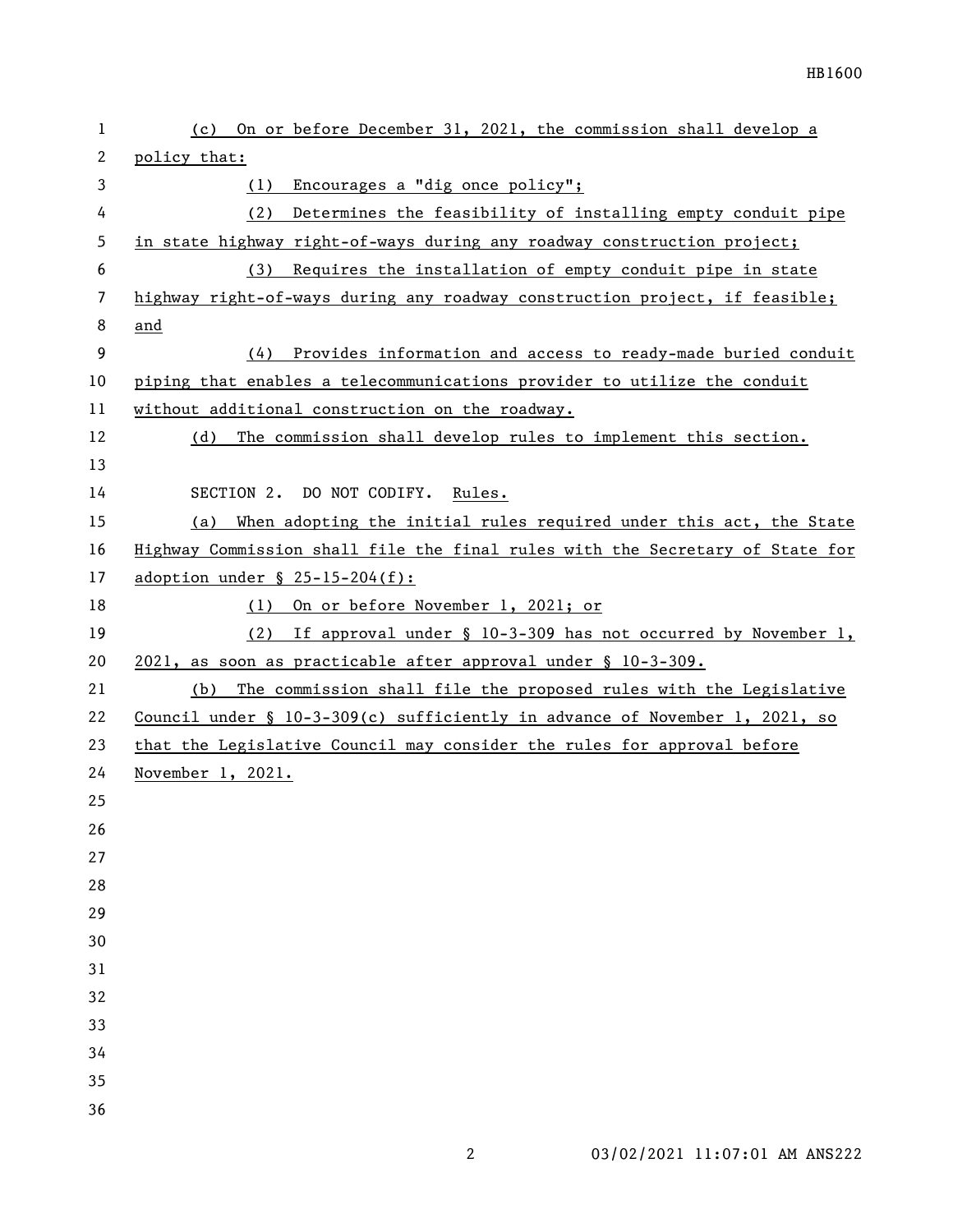(c) On or before December 31, 2021, the commission shall develop a policy that:

(1) Encourages a "dig once policy";

(2) Determines the feasibility of installing empty conduit pipe in state highway right-of-ways during any roadway construction project;

(3) Requires the installation of empty conduit pipe in state highway right-of-ways during any roadway construction project, if feasible; and

(4) Provides information and access to ready-made buried conduit piping that enables a telecommunications provider to utilize the conduit without additional construction on the roadway.

(d) The commission shall develop rules to implement this section.

SECTION 2. DO NOT CODIFY. Rules.

(a) When adopting the initial rules required under this act, the State Highway Commission shall file the final rules with the Secretary of State for adoption under § 25-15-204(f):

(1) On or before November 1, 2021; or

(2) If approval under § 10-3-309 has not occurred by November 1, 2021, as soon as practicable after approval under § 10-3-309.

(b) The commission shall file the proposed rules with the Legislative Council under § 10-3-309(c) sufficiently in advance of November 1, 2021, so that the Legislative Council may consider the rules for approval before November 1, 2021.